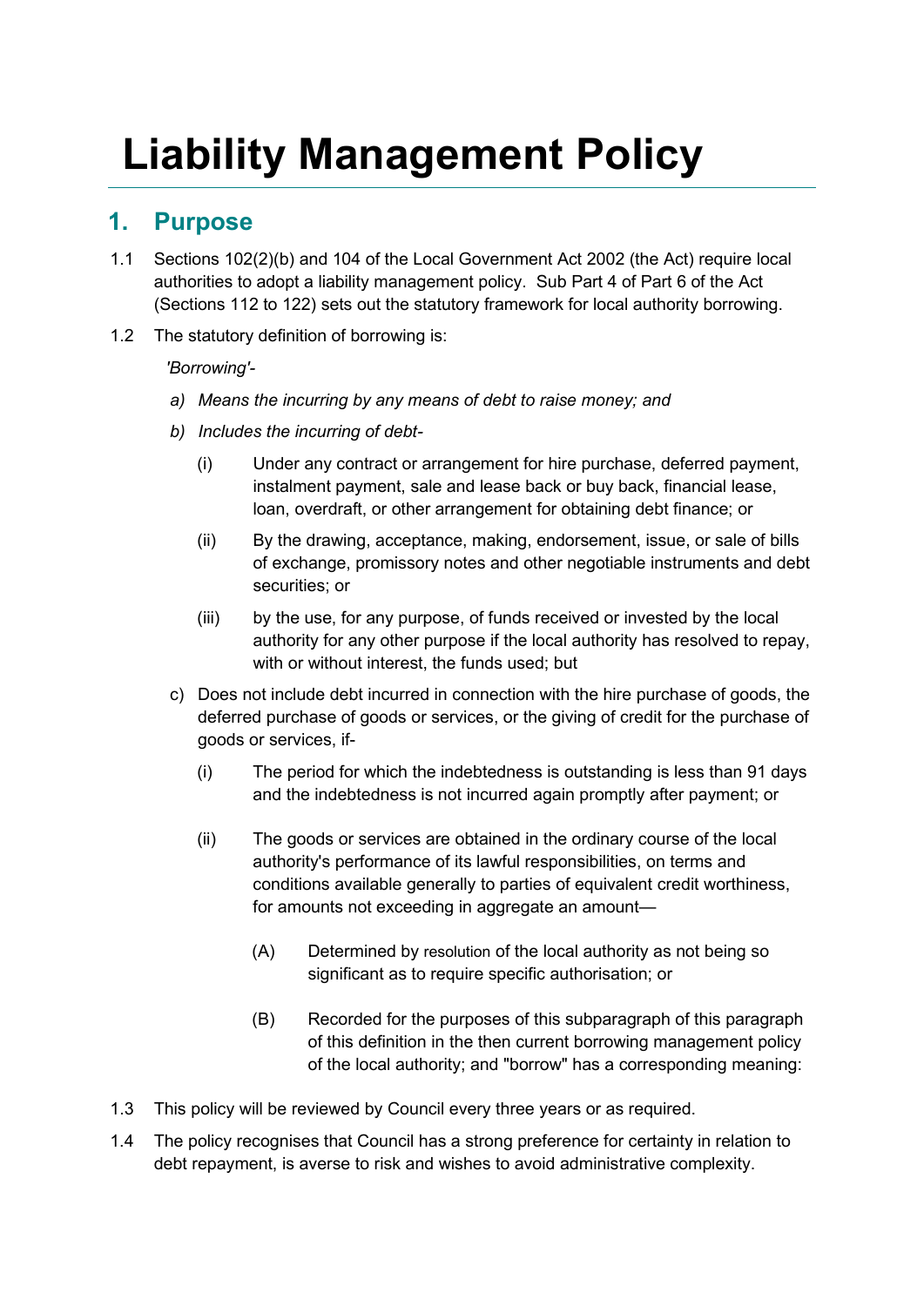# Liability Management Policy

## 1. Purpose

1.1 Sections 102(2)(b) and 104 of the Local Government Act 2002 (the Act) require local authorities to adopt a liability management policy. Sub Part 4 of Part 6 of the Act (Sections 112 to 122) sets out the statutory framework for local authority borrowing.

1.2 The statutory definition of borrowing is:

*'Borrowing'-*

*a) Means the incurring by any means of debt to raise money; and*

*b) Includes the incurring of debt-*

(i) Under any contract or arrangement for hire purchase, deferred payment, instalment payment, sale and lease back or buy back, financial lease, loan, overdraft, or other arrangement for obtaining debt finance; or

(ii) By the drawing, acceptance, making, endorsement, issue, or sale of bills of exchange, promissory notes and other negotiable instruments and debt securities; or

(iii) by the use, for any purpose, of funds received or invested by the local authority for any other purpose if the local authority has resolved to repay, with or without interest, the funds used; but

c) Does not include debt incurred in connection with the hire purchase of goods, the deferred purchase of goods or services, or the giving of credit for the purchase of goods or services, if-

(i) The period for which the indebtedness is outstanding is less than 91 days and the indebtedness is not incurred again promptly after payment; or

(ii) The goods or services are obtained in the ordinary course of the local authority's performance of its lawful responsibilities, on terms and conditions available generally to parties of equivalent credit worthiness, for amounts not exceeding in aggregate an amount—

(A) Determined by resolution of the local authority as not being so significant as to require specific authorisation; or

(B) Recorded for the purposes of this subparagraph of this paragraph of this definition in the then current borrowing management policy of the local authority; and "borrow" has a corresponding meaning:

1.3 This policy will be reviewed by Council every three years or as required.

1.4 The policy recognises that Council has a strong preference for certainty in relation to debt repayment, is averse to risk and wishes to avoid administrative complexity.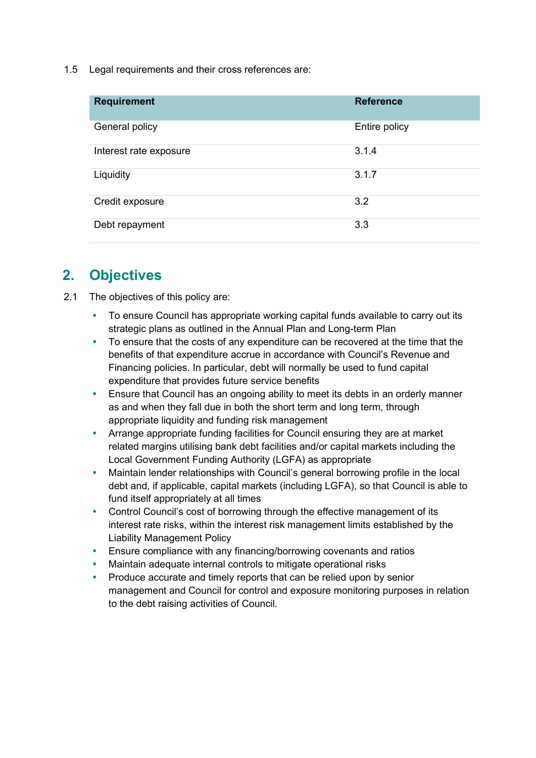1.5 Legal requirements and their cross references are:

| Requirement | Reference |
|---|---|
| General policy | Entire policy |
| Interest rate exposure | 3.1.4 |
| Liquidity | 3.1.7 |
| Credit exposure | 3.2 |
| Debt repayment | 3.3 |

## 2. Objectives

2.1 The objectives of this policy are:

- To ensure Council has appropriate working capital funds available to carry out its strategic plans as outlined in the Annual Plan and Long-term Plan
- To ensure that the costs of any expenditure can be recovered at the time that the benefits of that expenditure accrue in accordance with Council's Revenue and Financing policies. In particular, debt will normally be used to fund capital expenditure that provides future service benefits
- Ensure that Council has an ongoing ability to meet its debts in an orderly manner as and when they fall due in both the short term and long term, through appropriate liquidity and funding risk management
- Arrange appropriate funding facilities for Council ensuring they are at market related margins utilising bank debt facilities and/or capital markets including the Local Government Funding Authority (LGFA) as appropriate
- Maintain lender relationships with Council's general borrowing profile in the local debt and, if applicable, capital markets (including LGFA), so that Council is able to fund itself appropriately at all times
- Control Council's cost of borrowing through the effective management of its interest rate risks, within the interest risk management limits established by the Liability Management Policy
- Ensure compliance with any financing/borrowing covenants and ratios
- Maintain adequate internal controls to mitigate operational risks
- Produce accurate and timely reports that can be relied upon by senior management and Council for control and exposure monitoring purposes in relation to the debt raising activities of Council.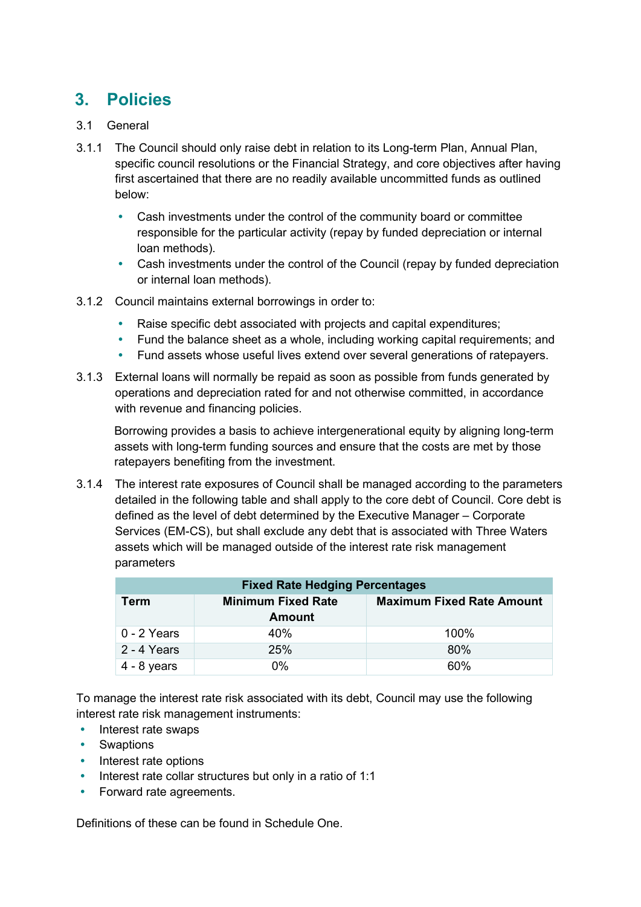# 3. Policies

3.1 General

3.1.1 The Council should only raise debt in relation to its Long-term Plan, Annual Plan, specific council resolutions or the Financial Strategy, and core objectives after having first ascertained that there are no readily available uncommitted funds as outlined below:

- Cash investments under the control of the community board or committee responsible for the particular activity (repay by funded depreciation or internal loan methods).
- Cash investments under the control of the Council (repay by funded depreciation or internal loan methods).

3.1.2 Council maintains external borrowings in order to:

- Raise specific debt associated with projects and capital expenditures;
- Fund the balance sheet as a whole, including working capital requirements; and
- Fund assets whose useful lives extend over several generations of ratepayers.

3.1.3 External loans will normally be repaid as soon as possible from funds generated by operations and depreciation rated for and not otherwise committed, in accordance with revenue and financing policies.

Borrowing provides a basis to achieve intergenerational equity by aligning long-term assets with long-term funding sources and ensure that the costs are met by those ratepayers benefiting from the investment.

3.1.4 The interest rate exposures of Council shall be managed according to the parameters detailed in the following table and shall apply to the core debt of Council. Core debt is defined as the level of debt determined by the Executive Manager – Corporate Services (EM-CS), but shall exclude any debt that is associated with Three Waters assets which will be managed outside of the interest rate risk management parameters

| Fixed Rate Hedging Percentages | | |
|---|---|---|
| **Term** | **Minimum Fixed Rate Amount** | **Maximum Fixed Rate Amount** |
| 0 - 2 Years | 40% | 100% |
| 2 - 4 Years | 25% | 80% |
| 4 - 8 years | 0% | 60% |

To manage the interest rate risk associated with its debt, Council may use the following interest rate risk management instruments:

- Interest rate swaps
- Swaptions
- Interest rate options
- Interest rate collar structures but only in a ratio of 1:1
- Forward rate agreements.

Definitions of these can be found in Schedule One.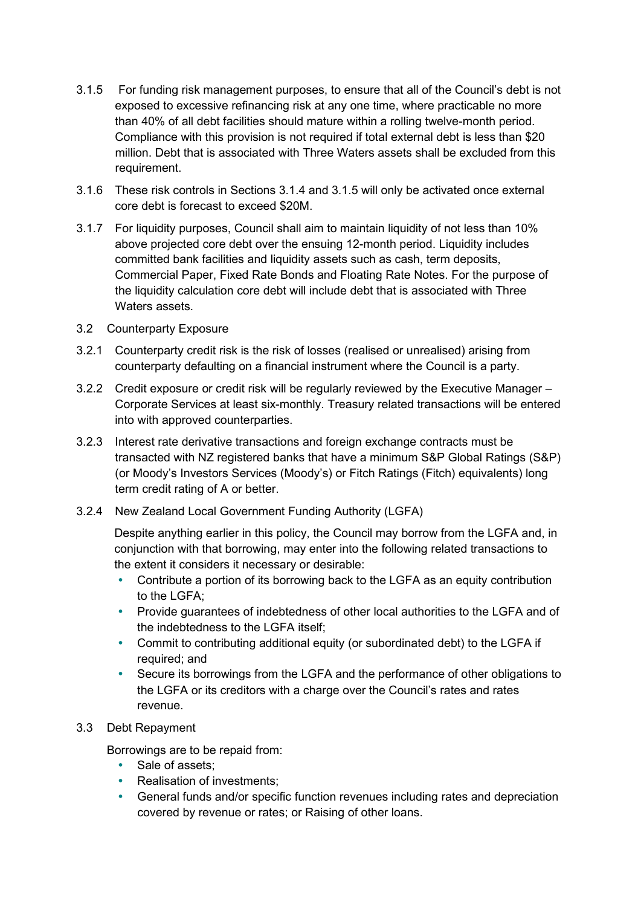3.1.5 For funding risk management purposes, to ensure that all of the Council's debt is not exposed to excessive refinancing risk at any one time, where practicable no more than 40% of all debt facilities should mature within a rolling twelve-month period. Compliance with this provision is not required if total external debt is less than $20 million. Debt that is associated with Three Waters assets shall be excluded from this requirement.

3.1.6 These risk controls in Sections 3.1.4 and 3.1.5 will only be activated once external core debt is forecast to exceed $20M.

3.1.7 For liquidity purposes, Council shall aim to maintain liquidity of not less than 10% above projected core debt over the ensuing 12-month period. Liquidity includes committed bank facilities and liquidity assets such as cash, term deposits, Commercial Paper, Fixed Rate Bonds and Floating Rate Notes. For the purpose of the liquidity calculation core debt will include debt that is associated with Three Waters assets.

## 3.2 Counterparty Exposure

3.2.1 Counterparty credit risk is the risk of losses (realised or unrealised) arising from counterparty defaulting on a financial instrument where the Council is a party.

3.2.2 Credit exposure or credit risk will be regularly reviewed by the Executive Manager – Corporate Services at least six-monthly. Treasury related transactions will be entered into with approved counterparties.

3.2.3 Interest rate derivative transactions and foreign exchange contracts must be transacted with NZ registered banks that have a minimum S&P Global Ratings (S&P) (or Moody's Investors Services (Moody's) or Fitch Ratings (Fitch) equivalents) long term credit rating of A or better.

3.2.4 New Zealand Local Government Funding Authority (LGFA)

Despite anything earlier in this policy, the Council may borrow from the LGFA and, in conjunction with that borrowing, may enter into the following related transactions to the extent it considers it necessary or desirable:

- Contribute a portion of its borrowing back to the LGFA as an equity contribution to the LGFA;
- Provide guarantees of indebtedness of other local authorities to the LGFA and of the indebtedness to the LGFA itself;
- Commit to contributing additional equity (or subordinated debt) to the LGFA if required; and
- Secure its borrowings from the LGFA and the performance of other obligations to the LGFA or its creditors with a charge over the Council's rates and rates revenue.

## 3.3 Debt Repayment

Borrowings are to be repaid from:

- Sale of assets;
- Realisation of investments;
- General funds and/or specific function revenues including rates and depreciation covered by revenue or rates; or Raising of other loans.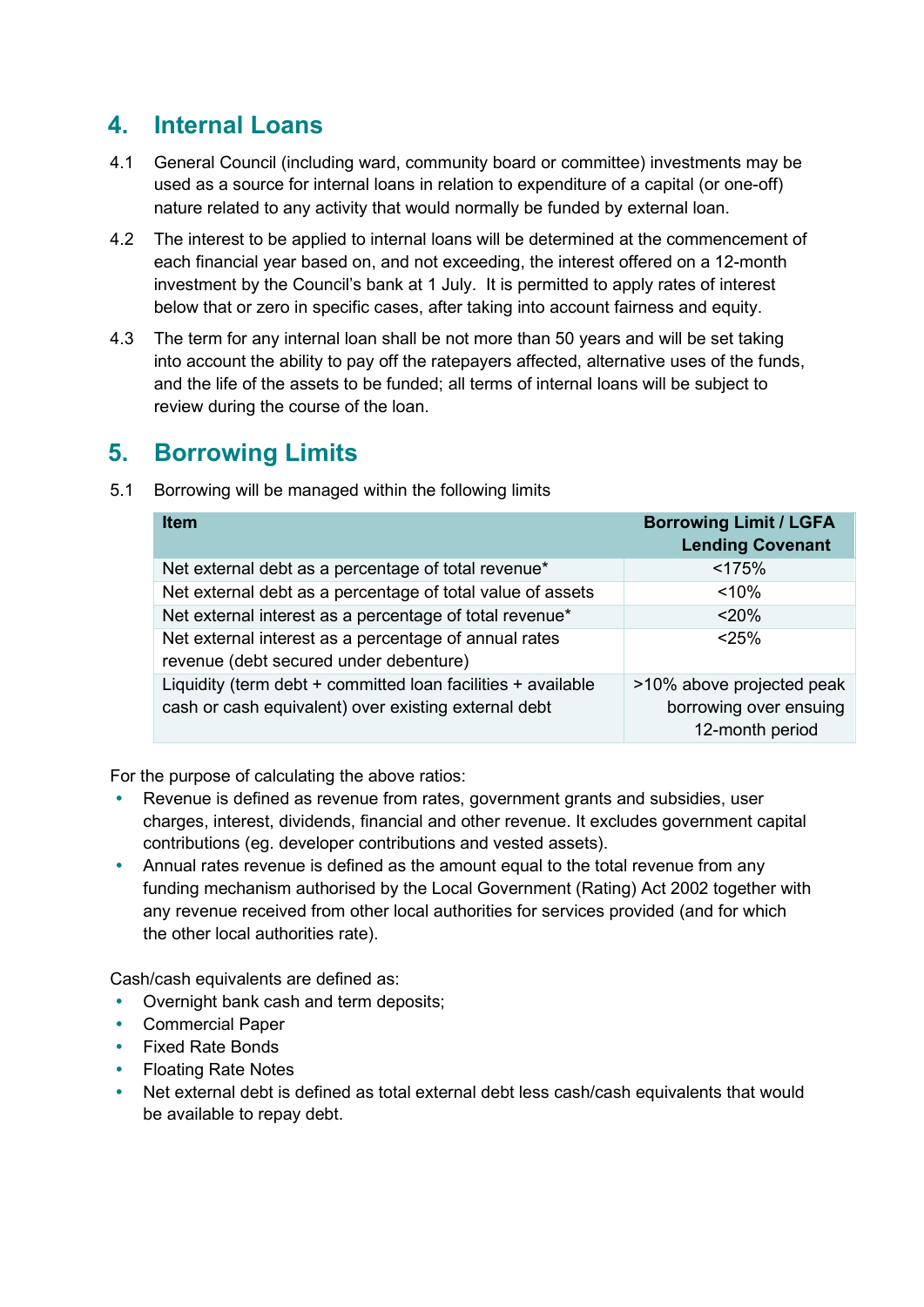## 4. Internal Loans

4.1 General Council (including ward, community board or committee) investments may be used as a source for internal loans in relation to expenditure of a capital (or one-off) nature related to any activity that would normally be funded by external loan.

4.2 The interest to be applied to internal loans will be determined at the commencement of each financial year based on, and not exceeding, the interest offered on a 12-month investment by the Council's bank at 1 July. It is permitted to apply rates of interest below that or zero in specific cases, after taking into account fairness and equity.

4.3 The term for any internal loan shall be not more than 50 years and will be set taking into account the ability to pay off the ratepayers affected, alternative uses of the funds, and the life of the assets to be funded; all terms of internal loans will be subject to review during the course of the loan.

## 5. Borrowing Limits

5.1 Borrowing will be managed within the following limits

| Item | Borrowing Limit / LGFA Lending Covenant |
|---|---|
| Net external debt as a percentage of total revenue* | <175% |
| Net external debt as a percentage of total value of assets | <10% |
| Net external interest as a percentage of total revenue* | <20% |
| Net external interest as a percentage of annual rates revenue (debt secured under debenture) | <25% |
| Liquidity (term debt + committed loan facilities + available cash or cash equivalent) over existing external debt | >10% above projected peak borrowing over ensuing 12-month period |

For the purpose of calculating the above ratios:

- Revenue is defined as revenue from rates, government grants and subsidies, user charges, interest, dividends, financial and other revenue. It excludes government capital contributions (eg. developer contributions and vested assets).
- Annual rates revenue is defined as the amount equal to the total revenue from any funding mechanism authorised by the Local Government (Rating) Act 2002 together with any revenue received from other local authorities for services provided (and for which the other local authorities rate).

Cash/cash equivalents are defined as:

- Overnight bank cash and term deposits;
- Commercial Paper
- Fixed Rate Bonds
- Floating Rate Notes
- Net external debt is defined as total external debt less cash/cash equivalents that would be available to repay debt.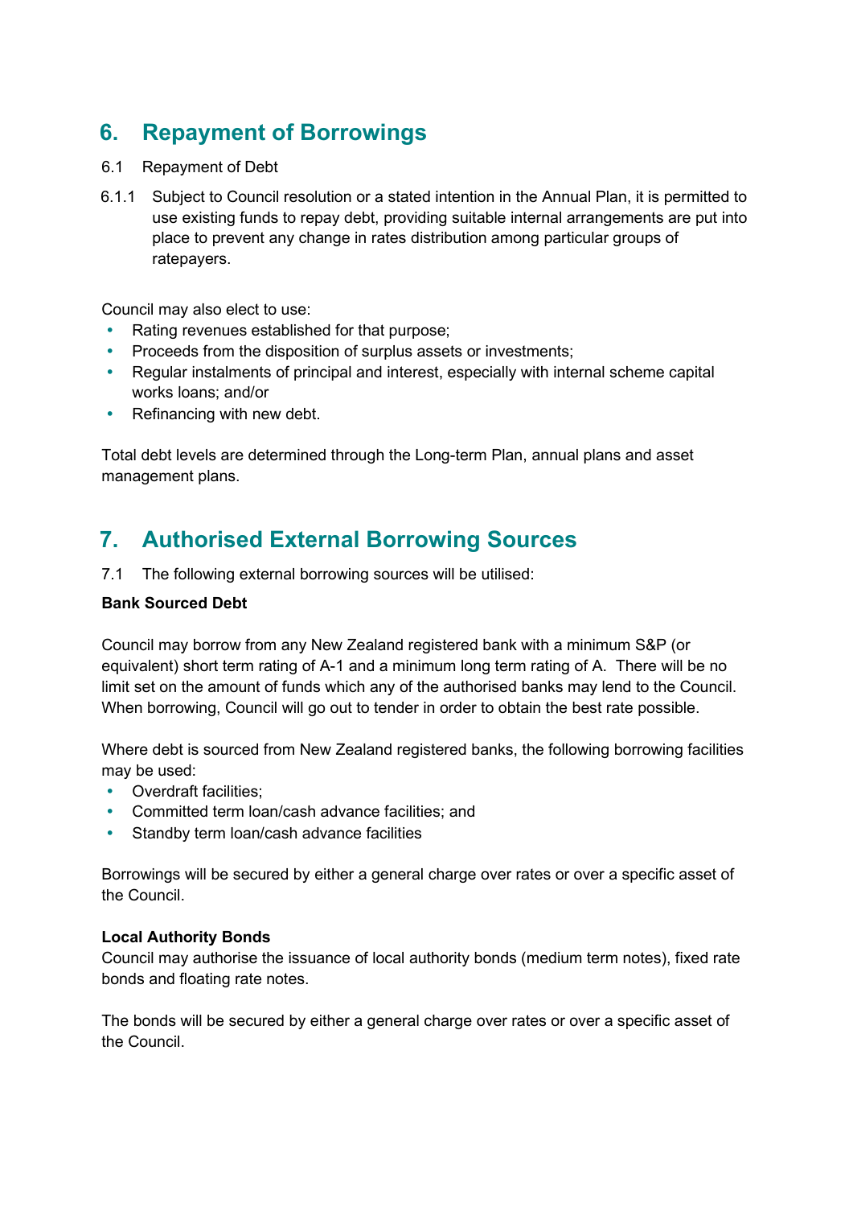## 6. Repayment of Borrowings

6.1 Repayment of Debt

6.1.1 Subject to Council resolution or a stated intention in the Annual Plan, it is permitted to use existing funds to repay debt, providing suitable internal arrangements are put into place to prevent any change in rates distribution among particular groups of ratepayers.

Council may also elect to use:

- Rating revenues established for that purpose;
- Proceeds from the disposition of surplus assets or investments;
- Regular instalments of principal and interest, especially with internal scheme capital works loans; and/or
- Refinancing with new debt.

Total debt levels are determined through the Long-term Plan, annual plans and asset management plans.

## 7. Authorised External Borrowing Sources

7.1 The following external borrowing sources will be utilised:

**Bank Sourced Debt**

Council may borrow from any New Zealand registered bank with a minimum S&P (or equivalent) short term rating of A-1 and a minimum long term rating of A. There will be no limit set on the amount of funds which any of the authorised banks may lend to the Council. When borrowing, Council will go out to tender in order to obtain the best rate possible.

Where debt is sourced from New Zealand registered banks, the following borrowing facilities may be used:

- Overdraft facilities;
- Committed term loan/cash advance facilities; and
- Standby term loan/cash advance facilities

Borrowings will be secured by either a general charge over rates or over a specific asset of the Council.

**Local Authority Bonds**

Council may authorise the issuance of local authority bonds (medium term notes), fixed rate bonds and floating rate notes.

The bonds will be secured by either a general charge over rates or over a specific asset of the Council.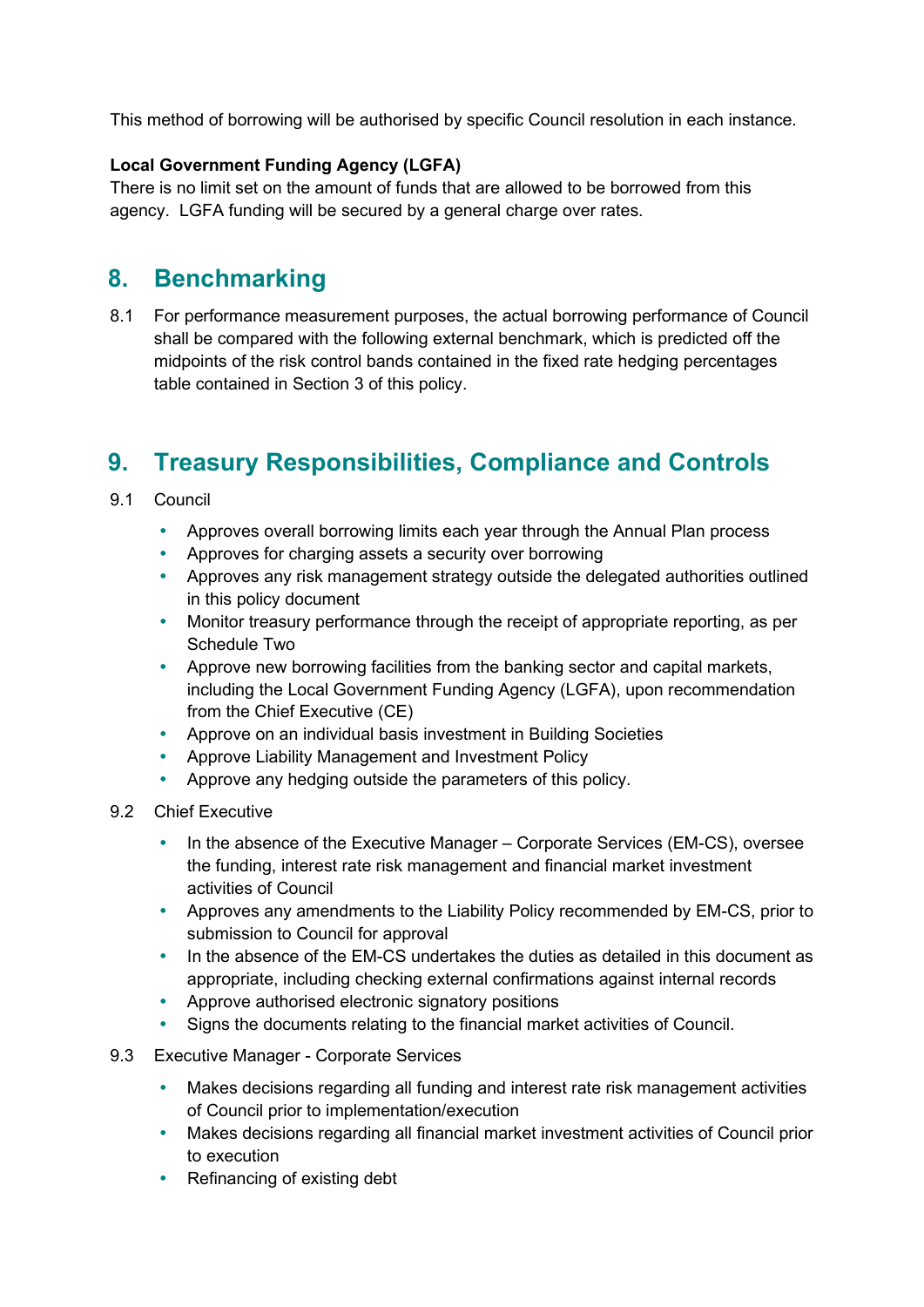This method of borrowing will be authorised by specific Council resolution in each instance.

**Local Government Funding Agency (LGFA)**

There is no limit set on the amount of funds that are allowed to be borrowed from this agency. LGFA funding will be secured by a general charge over rates.

## 8. Benchmarking

8.1 For performance measurement purposes, the actual borrowing performance of Council shall be compared with the following external benchmark, which is predicted off the midpoints of the risk control bands contained in the fixed rate hedging percentages table contained in Section 3 of this policy.

## 9. Treasury Responsibilities, Compliance and Controls

9.1 Council

- Approves overall borrowing limits each year through the Annual Plan process
- Approves for charging assets a security over borrowing
- Approves any risk management strategy outside the delegated authorities outlined in this policy document
- Monitor treasury performance through the receipt of appropriate reporting, as per Schedule Two
- Approve new borrowing facilities from the banking sector and capital markets, including the Local Government Funding Agency (LGFA), upon recommendation from the Chief Executive (CE)
- Approve on an individual basis investment in Building Societies
- Approve Liability Management and Investment Policy
- Approve any hedging outside the parameters of this policy.

9.2 Chief Executive

- In the absence of the Executive Manager – Corporate Services (EM-CS), oversee the funding, interest rate risk management and financial market investment activities of Council
- Approves any amendments to the Liability Policy recommended by EM-CS, prior to submission to Council for approval
- In the absence of the EM-CS undertakes the duties as detailed in this document as appropriate, including checking external confirmations against internal records
- Approve authorised electronic signatory positions
- Signs the documents relating to the financial market activities of Council.

9.3 Executive Manager - Corporate Services

- Makes decisions regarding all funding and interest rate risk management activities of Council prior to implementation/execution
- Makes decisions regarding all financial market investment activities of Council prior to execution
- Refinancing of existing debt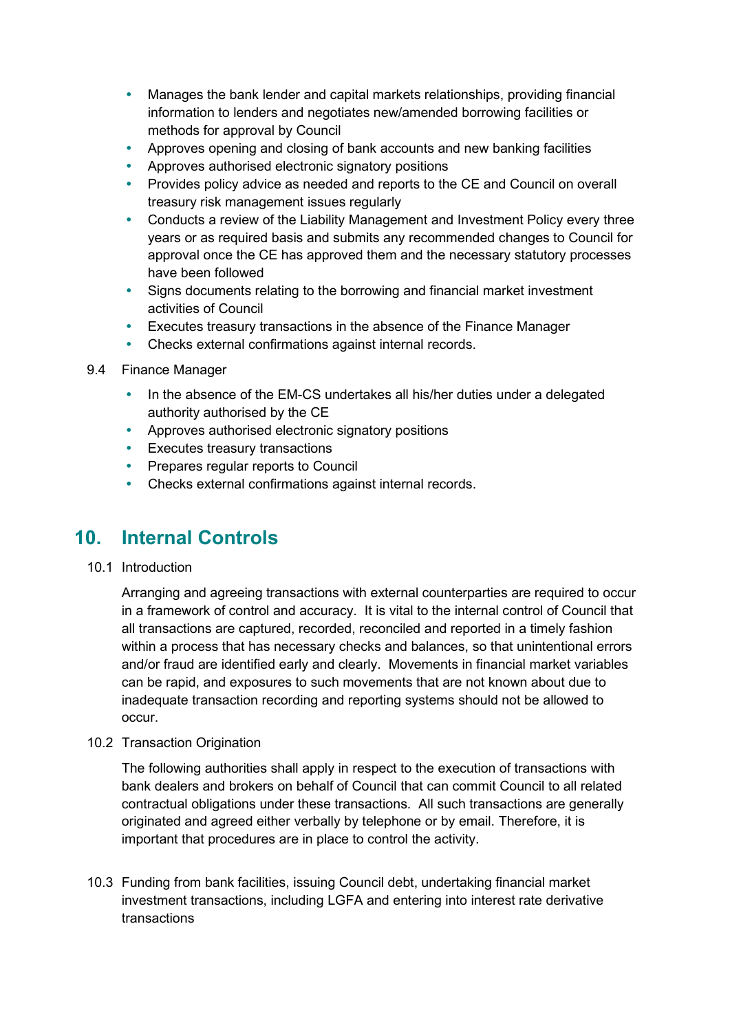- Manages the bank lender and capital markets relationships, providing financial information to lenders and negotiates new/amended borrowing facilities or methods for approval by Council
- Approves opening and closing of bank accounts and new banking facilities
- Approves authorised electronic signatory positions
- Provides policy advice as needed and reports to the CE and Council on overall treasury risk management issues regularly
- Conducts a review of the Liability Management and Investment Policy every three years or as required basis and submits any recommended changes to Council for approval once the CE has approved them and the necessary statutory processes have been followed
- Signs documents relating to the borrowing and financial market investment activities of Council
- Executes treasury transactions in the absence of the Finance Manager
- Checks external confirmations against internal records.

9.4 Finance Manager

- In the absence of the EM-CS undertakes all his/her duties under a delegated authority authorised by the CE
- Approves authorised electronic signatory positions
- Executes treasury transactions
- Prepares regular reports to Council
- Checks external confirmations against internal records.

## 10. Internal Controls

10.1 Introduction

Arranging and agreeing transactions with external counterparties are required to occur in a framework of control and accuracy. It is vital to the internal control of Council that all transactions are captured, recorded, reconciled and reported in a timely fashion within a process that has necessary checks and balances, so that unintentional errors and/or fraud are identified early and clearly. Movements in financial market variables can be rapid, and exposures to such movements that are not known about due to inadequate transaction recording and reporting systems should not be allowed to occur.

10.2 Transaction Origination

The following authorities shall apply in respect to the execution of transactions with bank dealers and brokers on behalf of Council that can commit Council to all related contractual obligations under these transactions. All such transactions are generally originated and agreed either verbally by telephone or by email. Therefore, it is important that procedures are in place to control the activity.

10.3 Funding from bank facilities, issuing Council debt, undertaking financial market investment transactions, including LGFA and entering into interest rate derivative transactions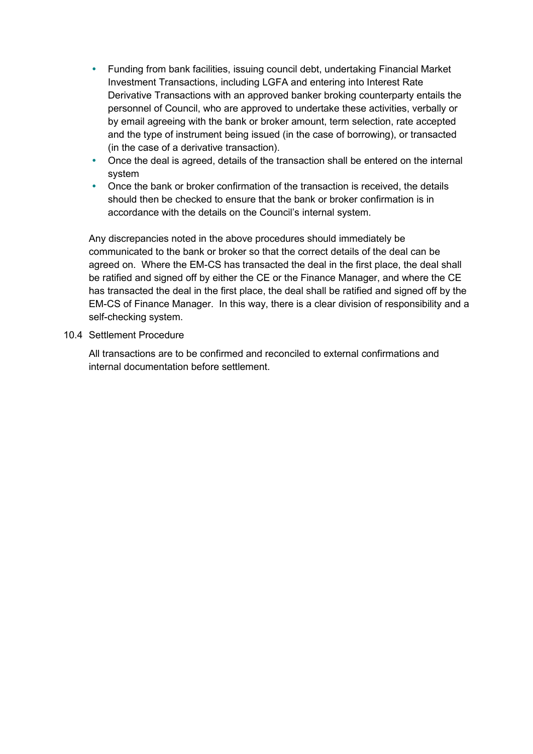- Funding from bank facilities, issuing council debt, undertaking Financial Market Investment Transactions, including LGFA and entering into Interest Rate Derivative Transactions with an approved banker broking counterparty entails the personnel of Council, who are approved to undertake these activities, verbally or by email agreeing with the bank or broker amount, term selection, rate accepted and the type of instrument being issued (in the case of borrowing), or transacted (in the case of a derivative transaction).
- Once the deal is agreed, details of the transaction shall be entered on the internal system
- Once the bank or broker confirmation of the transaction is received, the details should then be checked to ensure that the bank or broker confirmation is in accordance with the details on the Council's internal system.

Any discrepancies noted in the above procedures should immediately be communicated to the bank or broker so that the correct details of the deal can be agreed on. Where the EM-CS has transacted the deal in the first place, the deal shall be ratified and signed off by either the CE or the Finance Manager, and where the CE has transacted the deal in the first place, the deal shall be ratified and signed off by the EM-CS of Finance Manager. In this way, there is a clear division of responsibility and a self-checking system.

10.4 Settlement Procedure

All transactions are to be confirmed and reconciled to external confirmations and internal documentation before settlement.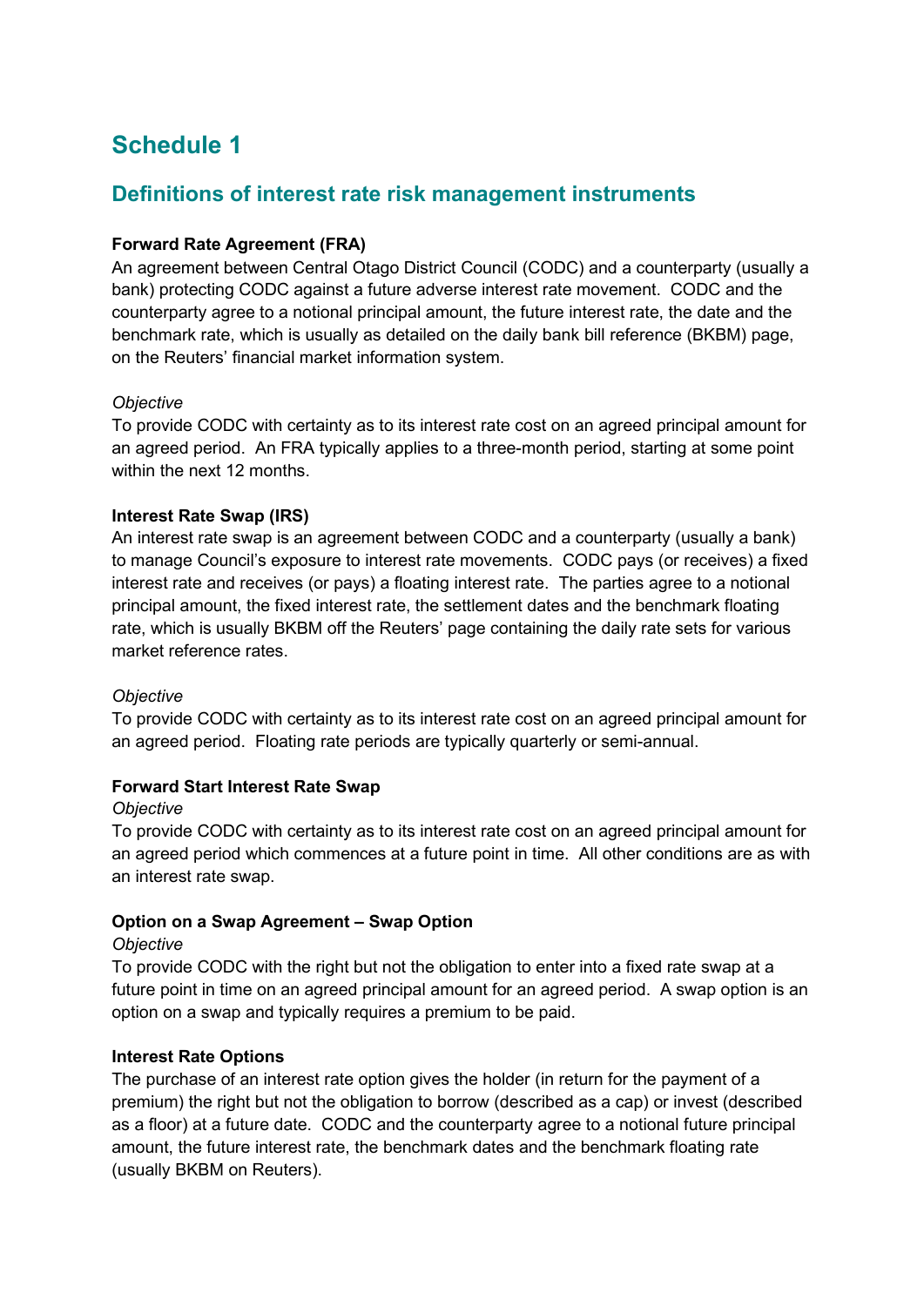# Schedule 1

## Definitions of interest rate risk management instruments

**Forward Rate Agreement (FRA)**

An agreement between Central Otago District Council (CODC) and a counterparty (usually a bank) protecting CODC against a future adverse interest rate movement. CODC and the counterparty agree to a notional principal amount, the future interest rate, the date and the benchmark rate, which is usually as detailed on the daily bank bill reference (BKBM) page, on the Reuters' financial market information system.

*Objective*

To provide CODC with certainty as to its interest rate cost on an agreed principal amount for an agreed period. An FRA typically applies to a three-month period, starting at some point within the next 12 months.

**Interest Rate Swap (IRS)**

An interest rate swap is an agreement between CODC and a counterparty (usually a bank) to manage Council's exposure to interest rate movements. CODC pays (or receives) a fixed interest rate and receives (or pays) a floating interest rate. The parties agree to a notional principal amount, the fixed interest rate, the settlement dates and the benchmark floating rate, which is usually BKBM off the Reuters' page containing the daily rate sets for various market reference rates.

*Objective*

To provide CODC with certainty as to its interest rate cost on an agreed principal amount for an agreed period. Floating rate periods are typically quarterly or semi-annual.

**Forward Start Interest Rate Swap**

*Objective*

To provide CODC with certainty as to its interest rate cost on an agreed principal amount for an agreed period which commences at a future point in time. All other conditions are as with an interest rate swap.

**Option on a Swap Agreement – Swap Option**

*Objective*

To provide CODC with the right but not the obligation to enter into a fixed rate swap at a future point in time on an agreed principal amount for an agreed period. A swap option is an option on a swap and typically requires a premium to be paid.

**Interest Rate Options**

The purchase of an interest rate option gives the holder (in return for the payment of a premium) the right but not the obligation to borrow (described as a cap) or invest (described as a floor) at a future date. CODC and the counterparty agree to a notional future principal amount, the future interest rate, the benchmark dates and the benchmark floating rate (usually BKBM on Reuters).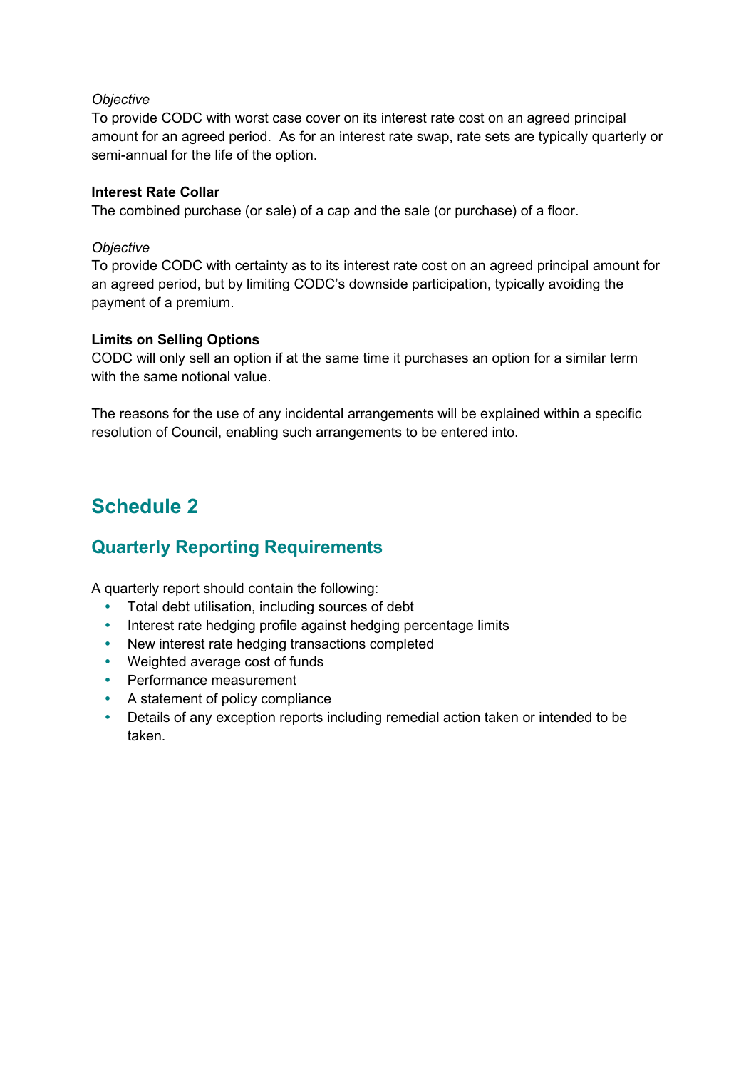*Objective*
To provide CODC with worst case cover on its interest rate cost on an agreed principal amount for an agreed period. As for an interest rate swap, rate sets are typically quarterly or semi-annual for the life of the option.

**Interest Rate Collar**
The combined purchase (or sale) of a cap and the sale (or purchase) of a floor.

*Objective*
To provide CODC with certainty as to its interest rate cost on an agreed principal amount for an agreed period, but by limiting CODC's downside participation, typically avoiding the payment of a premium.

**Limits on Selling Options**
CODC will only sell an option if at the same time it purchases an option for a similar term with the same notional value.

The reasons for the use of any incidental arrangements will be explained within a specific resolution of Council, enabling such arrangements to be entered into.

## Schedule 2

### Quarterly Reporting Requirements

A quarterly report should contain the following:

- Total debt utilisation, including sources of debt
- Interest rate hedging profile against hedging percentage limits
- New interest rate hedging transactions completed
- Weighted average cost of funds
- Performance measurement
- A statement of policy compliance
- Details of any exception reports including remedial action taken or intended to be taken.